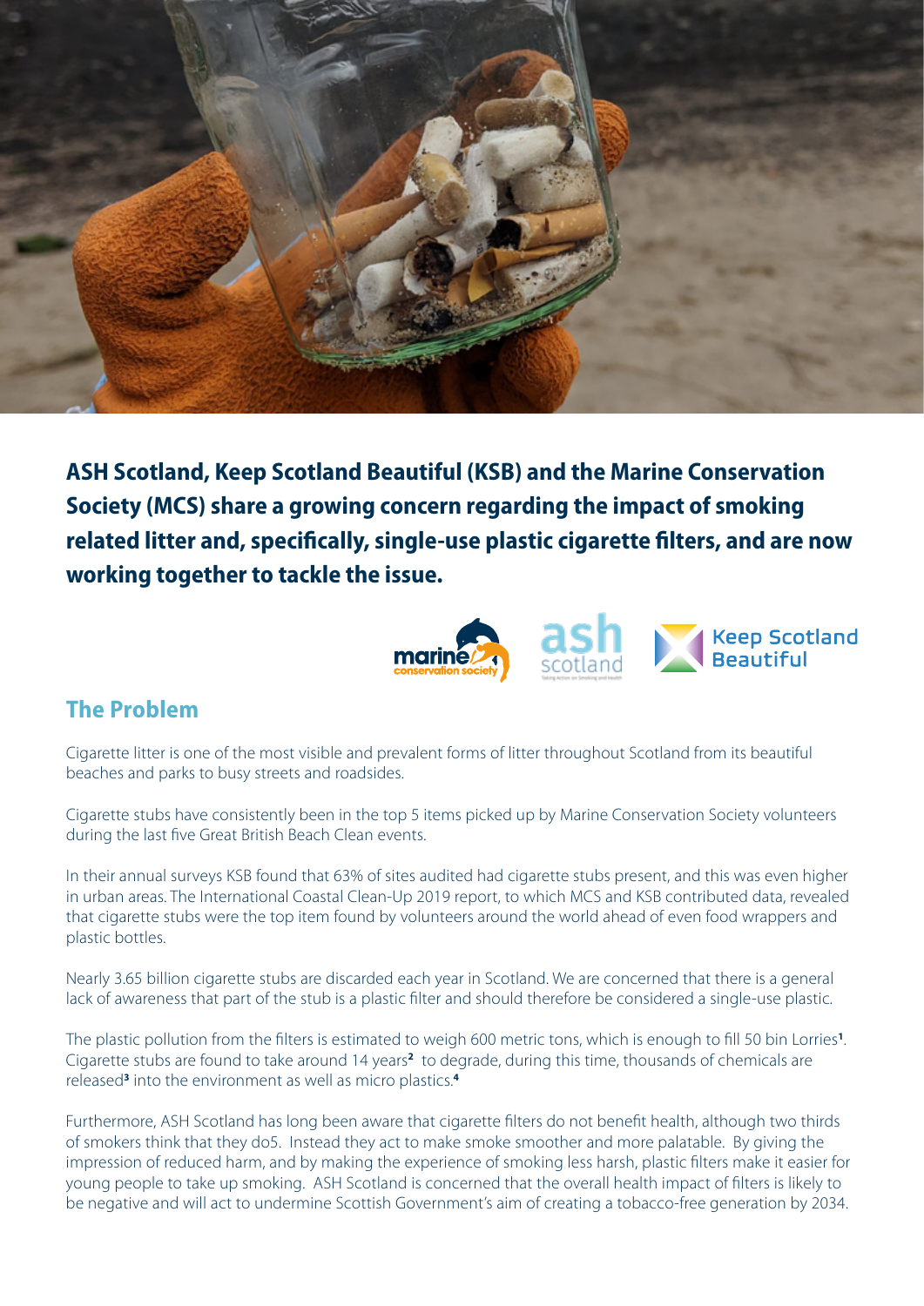**ASH Scotland, Keep Scotland Beautiful (KSB) and the Marine Conservation Society (MCS) share a growing concern regarding the impact of smoking related litter and, specifically, single-use plastic cigarette filters, and are now working together to tackle the issue.**

## The Problem

Cigarette litter is one of the most visible and prevalent forms of litter throughout Scotland from its beautiful beaches and parks to busy streets and roadsides.

Cigarette stubs have consistently been in the top 5 items picked up by Marine Conservation Society volunteers during the last five Great British Beach Clean events.

In their annual surveys KSB found that 63% of sites audited had cigarette stubs present, and this was even higher in urban areas. The International Coastal Clean-Up 2019 report, to which MCS and KSB contributed data, revealed that cigarette stubs were the top item found by volunteers around the world ahead of even food wrappers and plastic bottles.

Nearly 3.65 billion cigarette stubs are discarded each year in Scotland. We are concerned that there is a general lack of awareness that part of the stub is a plastic filter and should therefore be considered a single-use plastic.

The plastic pollution from the filters is estimated to weigh 600 metric tons, which is enough to fill 50 bin Lorries[1]. Cigarette stubs are found to take around 14 years[2] to degrade, during this time, thousands of chemicals are released[3] into the environment as well as micro plastics.[4]

Furthermore, ASH Scotland has long been aware that cigarette filters do not benefit health, although two thirds of smokers think that they do5. Instead they act to make smoke smoother and more palatable. By giving the impression of reduced harm, and by making the experience of smoking less harsh, plastic filters make it easier for young people to take up smoking. ASH Scotland is concerned that the overall health impact of filters is likely to be negative and will act to undermine Scottish Government's aim of creating a tobacco-free generation by 2034.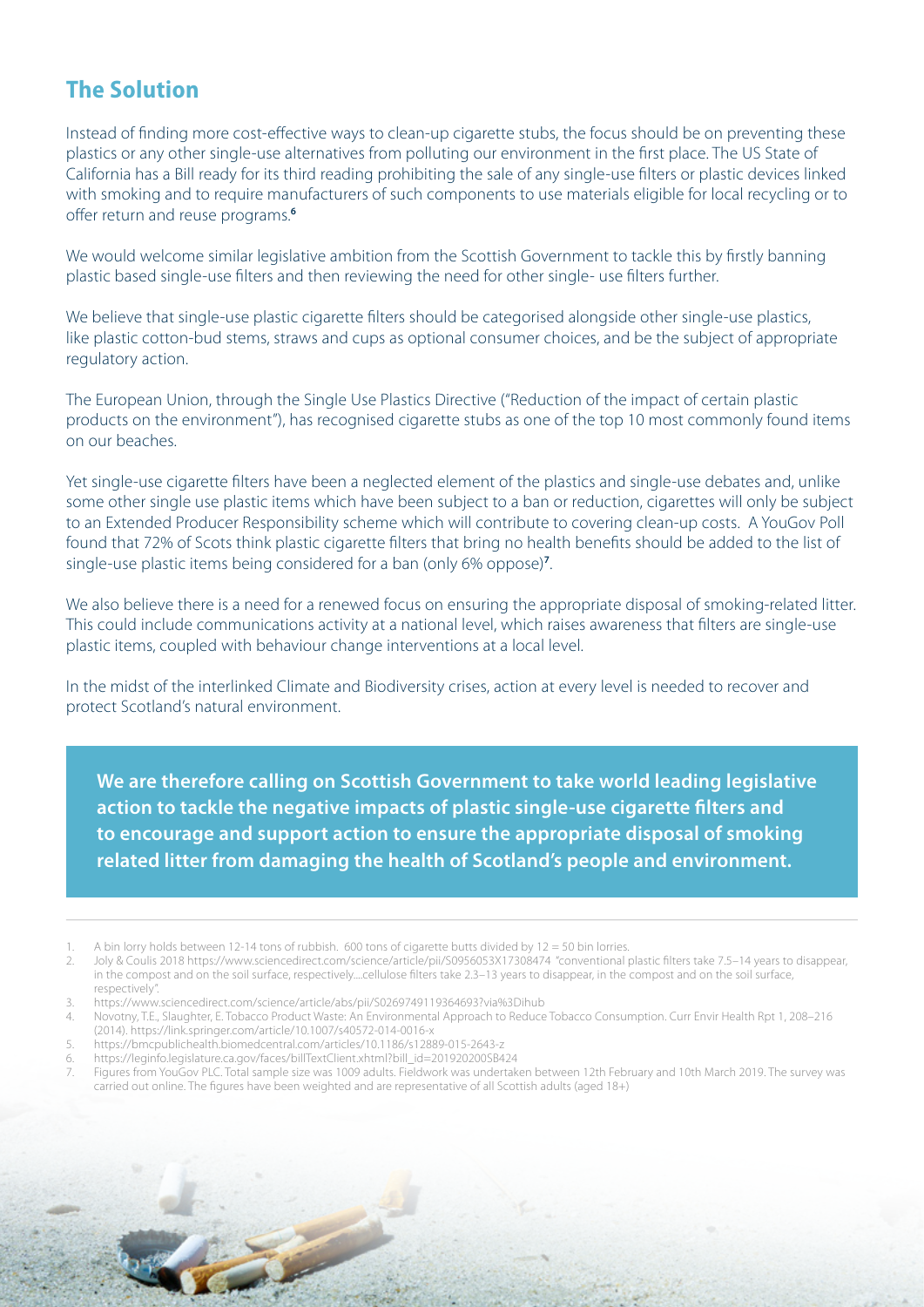## The Solution

Instead of finding more cost-effective ways to clean-up cigarette stubs, the focus should be on preventing these plastics or any other single-use alternatives from polluting our environment in the first place. The US State of California has a Bill ready for its third reading prohibiting the sale of any single-use filters or plastic devices linked with smoking and to require manufacturers of such components to use materials eligible for local recycling or to offer return and reuse programs.[6]

We would welcome similar legislative ambition from the Scottish Government to tackle this by firstly banning plastic based single-use filters and then reviewing the need for other single- use filters further.

We believe that single-use plastic cigarette filters should be categorised alongside other single-use plastics, like plastic cotton-bud stems, straws and cups as optional consumer choices, and be the subject of appropriate regulatory action.

The European Union, through the Single Use Plastics Directive ("Reduction of the impact of certain plastic products on the environment"), has recognised cigarette stubs as one of the top 10 most commonly found items on our beaches.

Yet single-use cigarette filters have been a neglected element of the plastics and single-use debates and, unlike some other single use plastic items which have been subject to a ban or reduction, cigarettes will only be subject to an Extended Producer Responsibility scheme which will contribute to covering clean-up costs. A YouGov Poll found that 72% of Scots think plastic cigarette filters that bring no health benefits should be added to the list of single-use plastic items being considered for a ban (only 6% oppose)[7].

We also believe there is a need for a renewed focus on ensuring the appropriate disposal of smoking-related litter. This could include communications activity at a national level, which raises awareness that filters are single-use plastic items, coupled with behaviour change interventions at a local level.

In the midst of the interlinked Climate and Biodiversity crises, action at every level is needed to recover and protect Scotland's natural environment.

**We are therefore calling on Scottish Government to take world leading legislative action to tackle the negative impacts of plastic single-use cigarette filters and to encourage and support action to ensure the appropriate disposal of smoking related litter from damaging the health of Scotland's people and environment.**

---

1. A bin lorry holds between 12-14 tons of rubbish. 600 tons of cigarette butts divided by 12 = 50 bin lorries.
2. Joly & Coulis 2018 https://www.sciencedirect.com/science/article/pii/S0956053X17308474 "conventional plastic filters take 7.5–14 years to disappear, in the compost and on the soil surface, respectively....cellulose filters take 2.3–13 years to disappear, in the compost and on the soil surface, respectively".
3. https://www.sciencedirect.com/science/article/abs/pii/S0269749119364693?via%3Dihub
4. Novotny, T.E., Slaughter, E. Tobacco Product Waste: An Environmental Approach to Reduce Tobacco Consumption. Curr Envir Health Rpt 1, 208–216 (2014). https://link.springer.com/article/10.1007/s40572-014-0016-x
5. https://bmcpublichealth.biomedcentral.com/articles/10.1186/s12889-015-2643-z
6. https://leginfo.legislature.ca.gov/faces/billTextClient.xhtml?bill_id=201920200SB424
7. Figures from YouGov PLC. Total sample size was 1009 adults. Fieldwork was undertaken between 12th February and 10th March 2019. The survey was carried out online. The figures have been weighted and are representative of all Scottish adults (aged 18+)